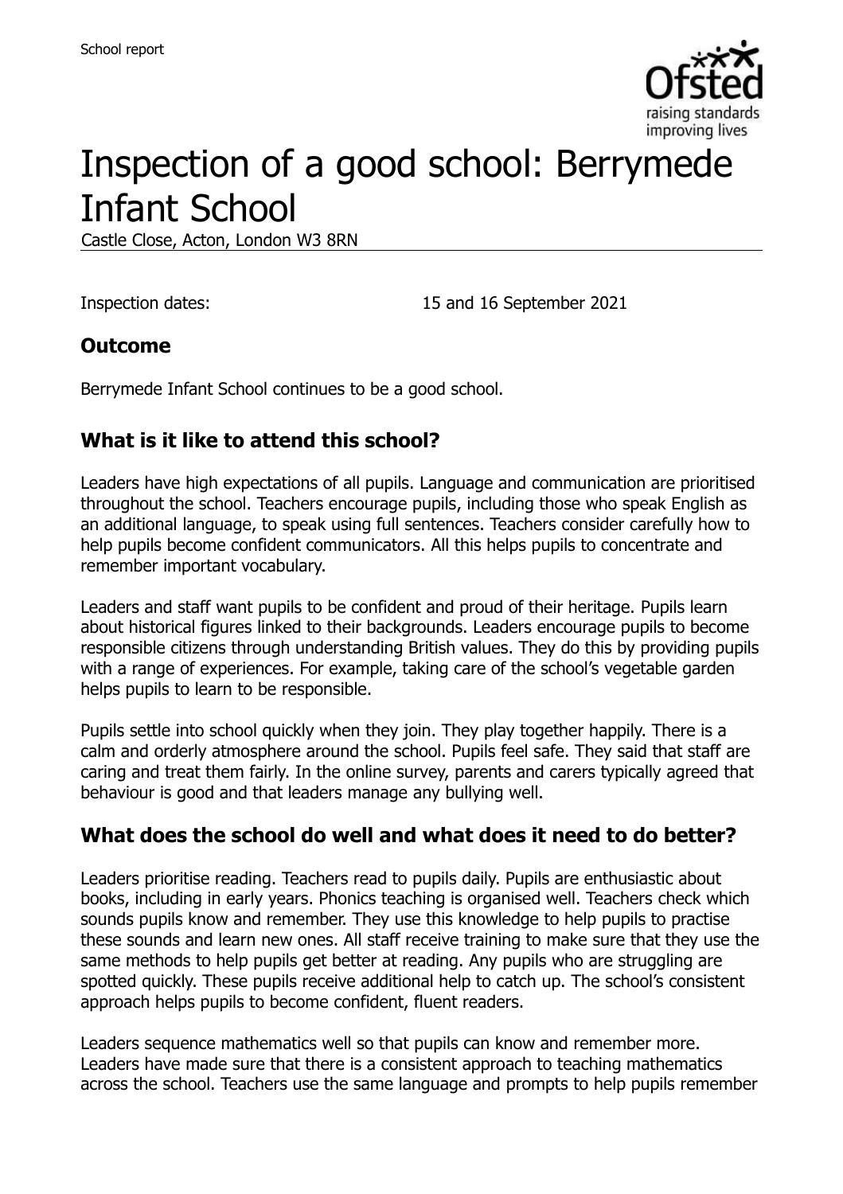School report

# Inspection of a good school: Berrymede Infant School

Castle Close, Acton, London W3 8RN

Inspection dates: 15 and 16 September 2021

## Outcome

Berrymede Infant School continues to be a good school.

## What is it like to attend this school?

Leaders have high expectations of all pupils. Language and communication are prioritised throughout the school. Teachers encourage pupils, including those who speak English as an additional language, to speak using full sentences. Teachers consider carefully how to help pupils become confident communicators. All this helps pupils to concentrate and remember important vocabulary.

Leaders and staff want pupils to be confident and proud of their heritage. Pupils learn about historical figures linked to their backgrounds. Leaders encourage pupils to become responsible citizens through understanding British values. They do this by providing pupils with a range of experiences. For example, taking care of the school's vegetable garden helps pupils to learn to be responsible.

Pupils settle into school quickly when they join. They play together happily. There is a calm and orderly atmosphere around the school. Pupils feel safe. They said that staff are caring and treat them fairly. In the online survey, parents and carers typically agreed that behaviour is good and that leaders manage any bullying well.

## What does the school do well and what does it need to do better?

Leaders prioritise reading. Teachers read to pupils daily. Pupils are enthusiastic about books, including in early years. Phonics teaching is organised well. Teachers check which sounds pupils know and remember. They use this knowledge to help pupils to practise these sounds and learn new ones. All staff receive training to make sure that they use the same methods to help pupils get better at reading. Any pupils who are struggling are spotted quickly. These pupils receive additional help to catch up. The school's consistent approach helps pupils to become confident, fluent readers.

Leaders sequence mathematics well so that pupils can know and remember more. Leaders have made sure that there is a consistent approach to teaching mathematics across the school. Teachers use the same language and prompts to help pupils remember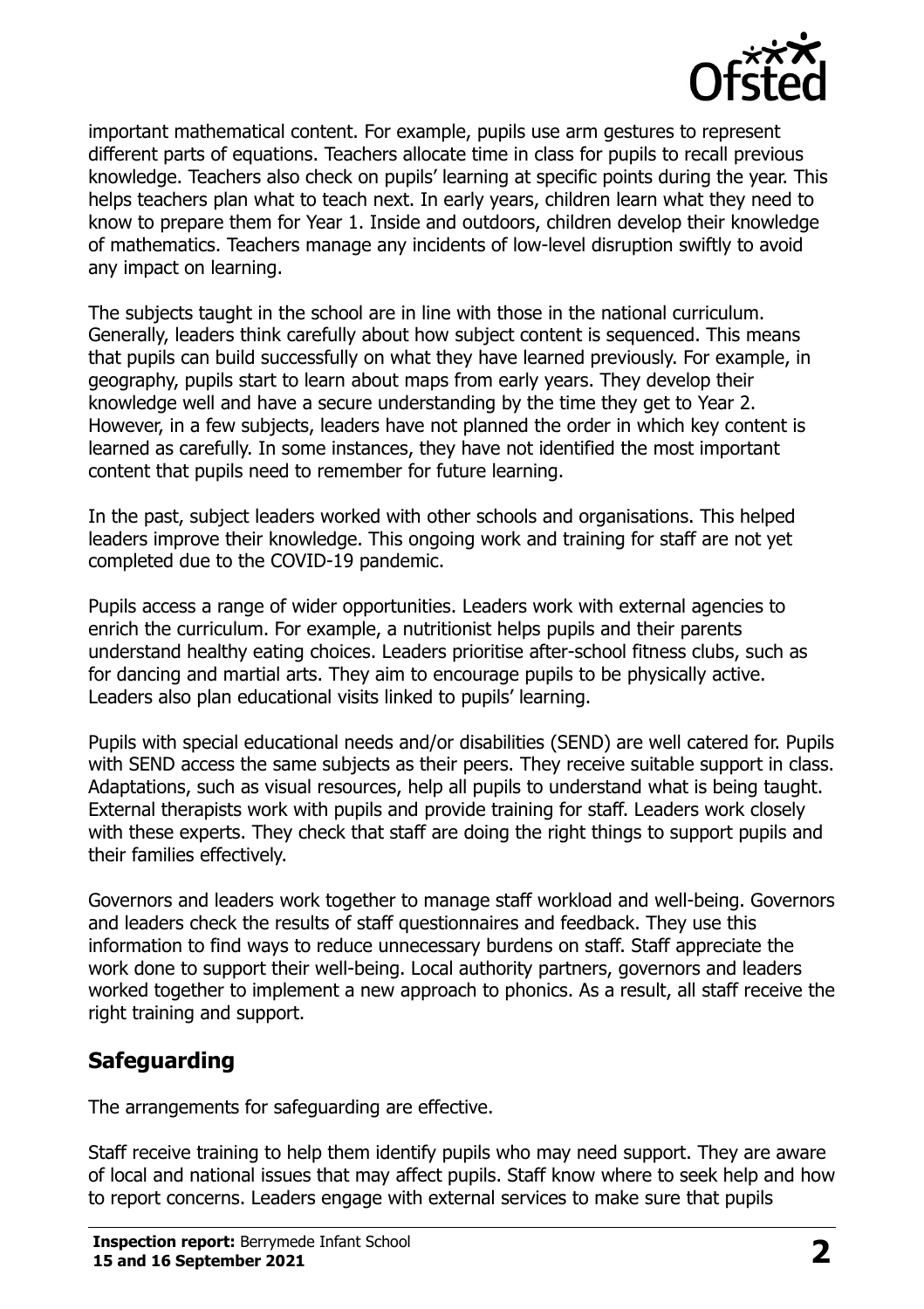important mathematical content. For example, pupils use arm gestures to represent different parts of equations. Teachers allocate time in class for pupils to recall previous knowledge. Teachers also check on pupils' learning at specific points during the year. This helps teachers plan what to teach next. In early years, children learn what they need to know to prepare them for Year 1. Inside and outdoors, children develop their knowledge of mathematics. Teachers manage any incidents of low-level disruption swiftly to avoid any impact on learning.

The subjects taught in the school are in line with those in the national curriculum. Generally, leaders think carefully about how subject content is sequenced. This means that pupils can build successfully on what they have learned previously. For example, in geography, pupils start to learn about maps from early years. They develop their knowledge well and have a secure understanding by the time they get to Year 2. However, in a few subjects, leaders have not planned the order in which key content is learned as carefully. In some instances, they have not identified the most important content that pupils need to remember for future learning.

In the past, subject leaders worked with other schools and organisations. This helped leaders improve their knowledge. This ongoing work and training for staff are not yet completed due to the COVID-19 pandemic.

Pupils access a range of wider opportunities. Leaders work with external agencies to enrich the curriculum. For example, a nutritionist helps pupils and their parents understand healthy eating choices. Leaders prioritise after-school fitness clubs, such as for dancing and martial arts. They aim to encourage pupils to be physically active. Leaders also plan educational visits linked to pupils' learning.

Pupils with special educational needs and/or disabilities (SEND) are well catered for. Pupils with SEND access the same subjects as their peers. They receive suitable support in class. Adaptations, such as visual resources, help all pupils to understand what is being taught. External therapists work with pupils and provide training for staff. Leaders work closely with these experts. They check that staff are doing the right things to support pupils and their families effectively.

Governors and leaders work together to manage staff workload and well-being. Governors and leaders check the results of staff questionnaires and feedback. They use this information to find ways to reduce unnecessary burdens on staff. Staff appreciate the work done to support their well-being. Local authority partners, governors and leaders worked together to implement a new approach to phonics. As a result, all staff receive the right training and support.

## Safeguarding

The arrangements for safeguarding are effective.

Staff receive training to help them identify pupils who may need support. They are aware of local and national issues that may affect pupils. Staff know where to seek help and how to report concerns. Leaders engage with external services to make sure that pupils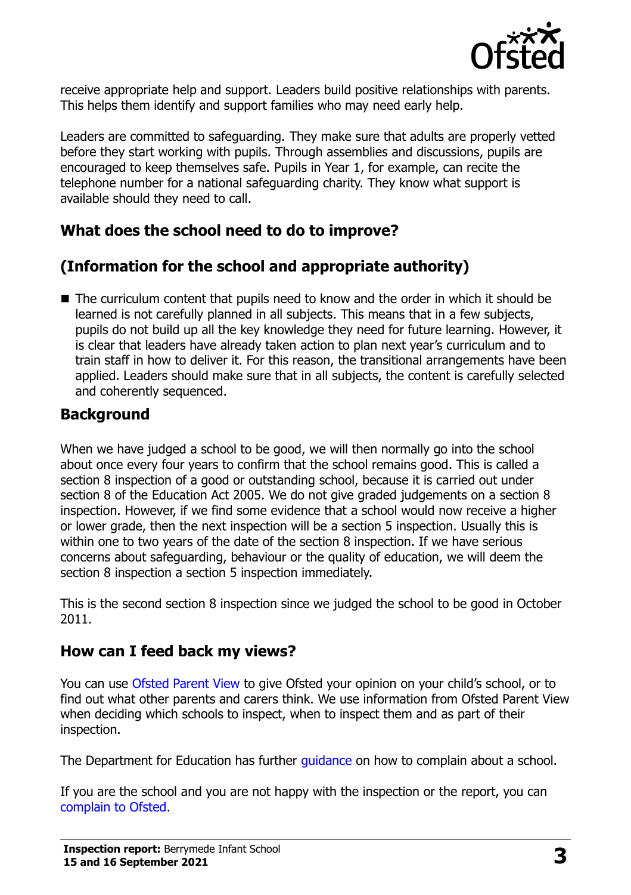receive appropriate help and support. Leaders build positive relationships with parents. This helps them identify and support families who may need early help.

Leaders are committed to safeguarding. They make sure that adults are properly vetted before they start working with pupils. Through assemblies and discussions, pupils are encouraged to keep themselves safe. Pupils in Year 1, for example, can recite the telephone number for a national safeguarding charity. They know what support is available should they need to call.

## What does the school need to do to improve?

## (Information for the school and appropriate authority)

- The curriculum content that pupils need to know and the order in which it should be learned is not carefully planned in all subjects. This means that in a few subjects, pupils do not build up all the key knowledge they need for future learning. However, it is clear that leaders have already taken action to plan next year's curriculum and to train staff in how to deliver it. For this reason, the transitional arrangements have been applied. Leaders should make sure that in all subjects, the content is carefully selected and coherently sequenced.

## Background

When we have judged a school to be good, we will then normally go into the school about once every four years to confirm that the school remains good. This is called a section 8 inspection of a good or outstanding school, because it is carried out under section 8 of the Education Act 2005. We do not give graded judgements on a section 8 inspection. However, if we find some evidence that a school would now receive a higher or lower grade, then the next inspection will be a section 5 inspection. Usually this is within one to two years of the date of the section 8 inspection. If we have serious concerns about safeguarding, behaviour or the quality of education, we will deem the section 8 inspection a section 5 inspection immediately.

This is the second section 8 inspection since we judged the school to be good in October 2011.

## How can I feed back my views?

You can use Ofsted Parent View to give Ofsted your opinion on your child's school, or to find out what other parents and carers think. We use information from Ofsted Parent View when deciding which schools to inspect, when to inspect them and as part of their inspection.

The Department for Education has further guidance on how to complain about a school.

If you are the school and you are not happy with the inspection or the report, you can complain to Ofsted.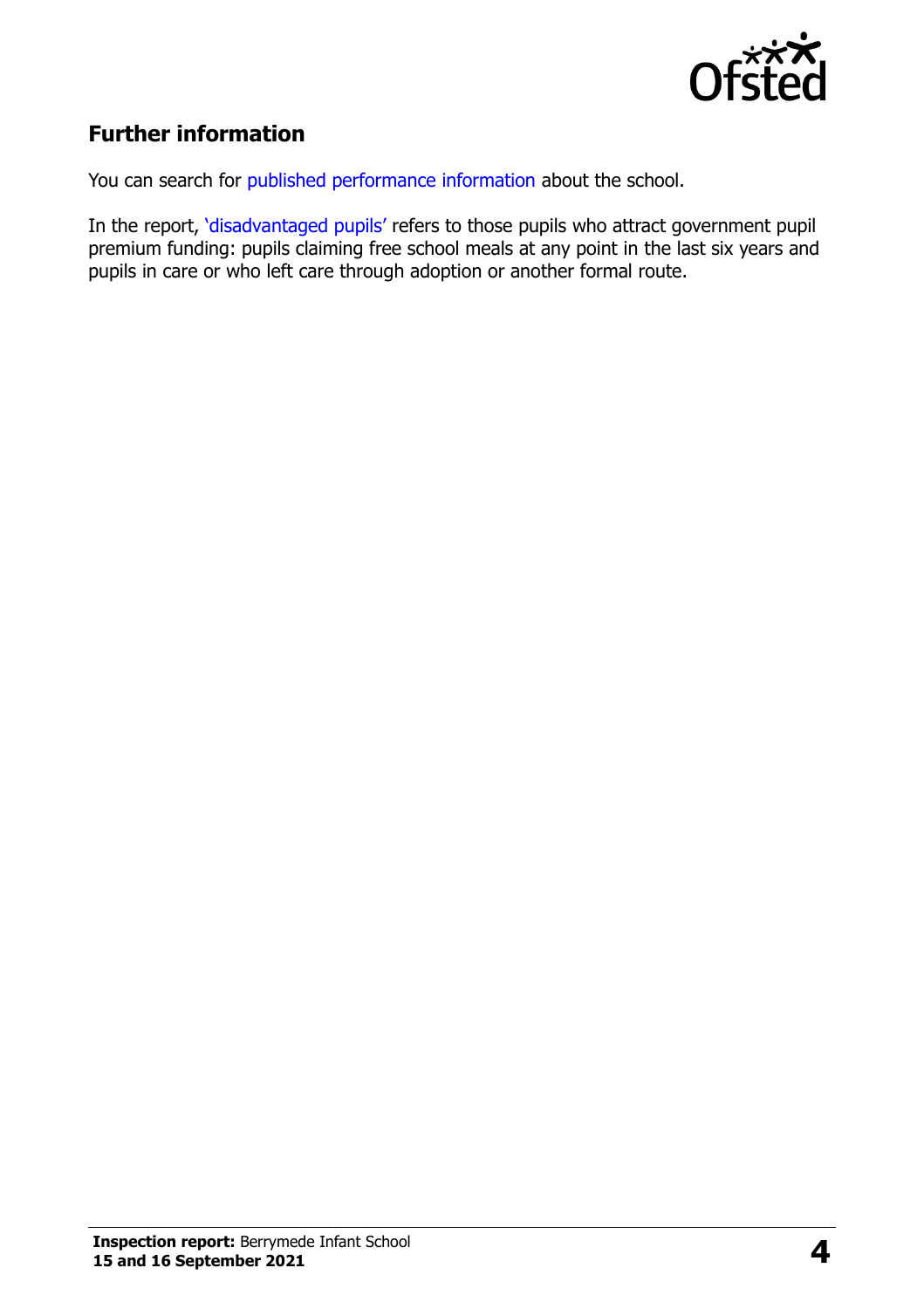## Further information

You can search for published performance information about the school.

In the report, 'disadvantaged pupils' refers to those pupils who attract government pupil premium funding: pupils claiming free school meals at any point in the last six years and pupils in care or who left care through adoption or another formal route.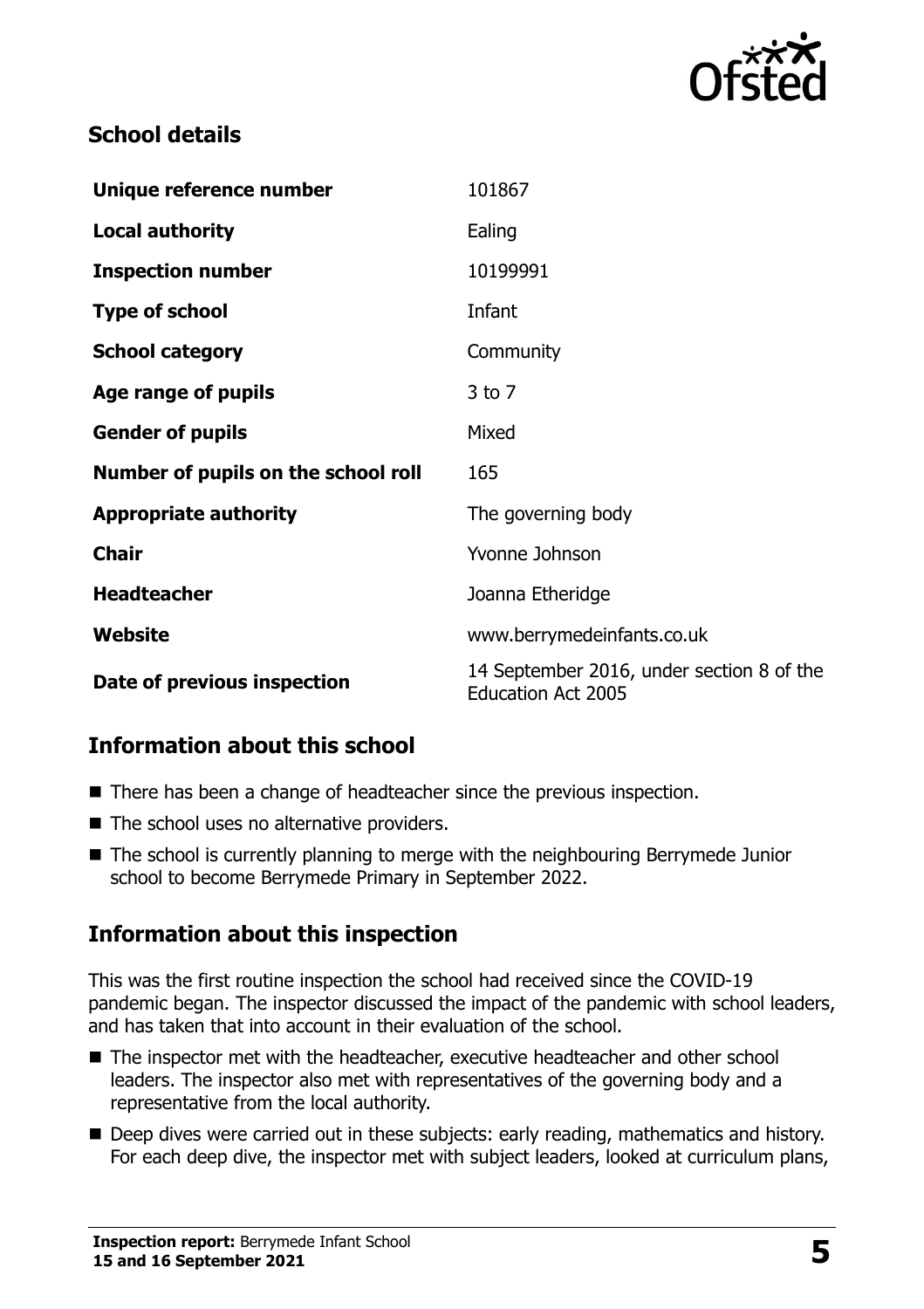## School details

| | |
|---|---|
| **Unique reference number** | 101867 |
| **Local authority** | Ealing |
| **Inspection number** | 10199991 |
| **Type of school** | Infant |
| **School category** | Community |
| **Age range of pupils** | 3 to 7 |
| **Gender of pupils** | Mixed |
| **Number of pupils on the school roll** | 165 |
| **Appropriate authority** | The governing body |
| **Chair** | Yvonne Johnson |
| **Headteacher** | Joanna Etheridge |
| **Website** | www.berrymedeinfants.co.uk |
| **Date of previous inspection** | 14 September 2016, under section 8 of the Education Act 2005 |

## Information about this school

- There has been a change of headteacher since the previous inspection.
- The school uses no alternative providers.
- The school is currently planning to merge with the neighbouring Berrymede Junior school to become Berrymede Primary in September 2022.

## Information about this inspection

This was the first routine inspection the school had received since the COVID-19 pandemic began. The inspector discussed the impact of the pandemic with school leaders, and has taken that into account in their evaluation of the school.

- The inspector met with the headteacher, executive headteacher and other school leaders. The inspector also met with representatives of the governing body and a representative from the local authority.
- Deep dives were carried out in these subjects: early reading, mathematics and history. For each deep dive, the inspector met with subject leaders, looked at curriculum plans,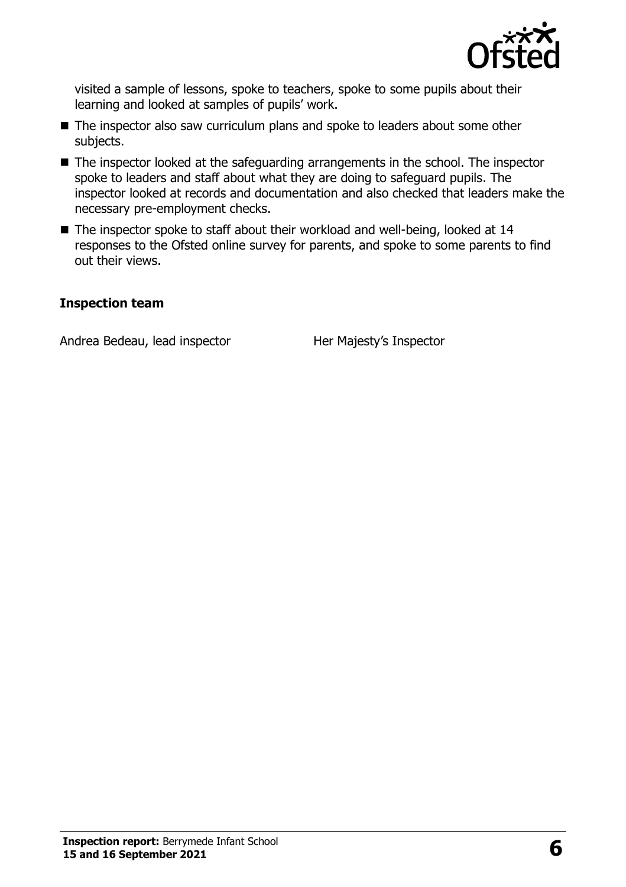visited a sample of lessons, spoke to teachers, spoke to some pupils about their learning and looked at samples of pupils' work.

- The inspector also saw curriculum plans and spoke to leaders about some other subjects.
- The inspector looked at the safeguarding arrangements in the school. The inspector spoke to leaders and staff about what they are doing to safeguard pupils. The inspector looked at records and documentation and also checked that leaders make the necessary pre-employment checks.
- The inspector spoke to staff about their workload and well-being, looked at 14 responses to the Ofsted online survey for parents, and spoke to some parents to find out their views.

### Inspection team

| | |
|---|---|
| Andrea Bedeau, lead inspector | Her Majesty's Inspector |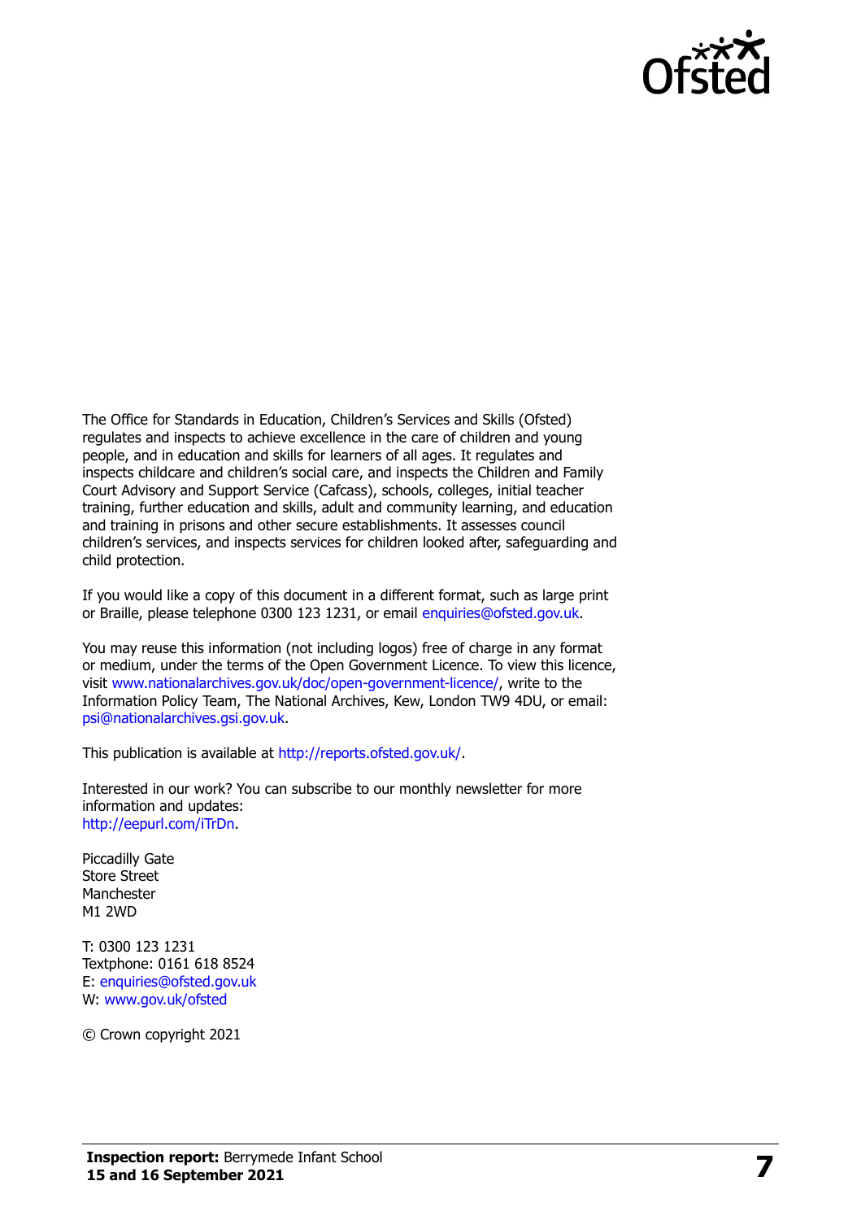The Office for Standards in Education, Children's Services and Skills (Ofsted) regulates and inspects to achieve excellence in the care of children and young people, and in education and skills for learners of all ages. It regulates and inspects childcare and children's social care, and inspects the Children and Family Court Advisory and Support Service (Cafcass), schools, colleges, initial teacher training, further education and skills, adult and community learning, and education and training in prisons and other secure establishments. It assesses council children's services, and inspects services for children looked after, safeguarding and child protection.

If you would like a copy of this document in a different format, such as large print or Braille, please telephone 0300 123 1231, or email enquiries@ofsted.gov.uk.

You may reuse this information (not including logos) free of charge in any format or medium, under the terms of the Open Government Licence. To view this licence, visit www.nationalarchives.gov.uk/doc/open-government-licence/, write to the Information Policy Team, The National Archives, Kew, London TW9 4DU, or email: psi@nationalarchives.gsi.gov.uk.

This publication is available at http://reports.ofsted.gov.uk/.

Interested in our work? You can subscribe to our monthly newsletter for more information and updates:
http://eepurl.com/iTrDn.

Piccadilly Gate
Store Street
Manchester
M1 2WD

T: 0300 123 1231
Textphone: 0161 618 8524
E: enquiries@ofsted.gov.uk
W: www.gov.uk/ofsted

© Crown copyright 2021